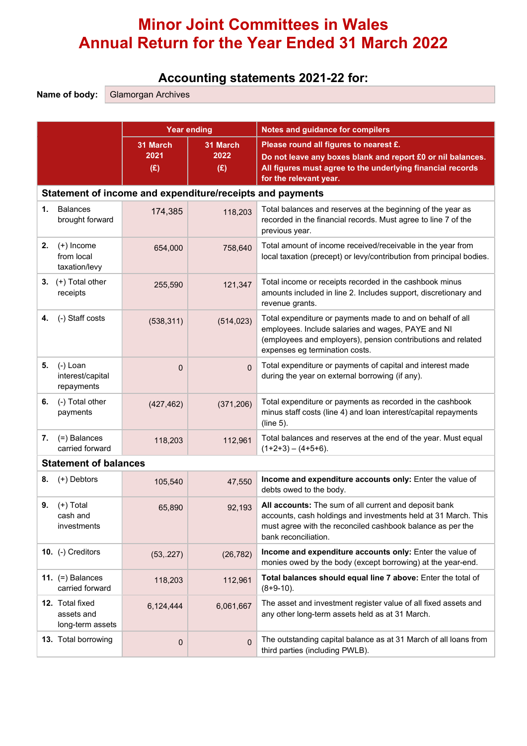# Minor Joint Committees in Wales
# Annual Return for the Year Ended 31 March 2022

## Accounting statements 2021-22 for:

**Name of body:** Glamorgan Archives

| | Year ending | | Notes and guidance for compilers |
|---|---|---|---|
| | **31 March 2021 (£)** | **31 March 2022 (£)** | **Please round all figures to nearest £. Do not leave any boxes blank and report £0 or nil balances. All figures must agree to the underlying financial records for the relevant year.** |
| **Statement of income and expenditure/receipts and payments** | | | |
| **1.** Balances brought forward | 174,385 | 118,203 | Total balances and reserves at the beginning of the year as recorded in the financial records. Must agree to line 7 of the previous year. |
| **2.** (+) Income from local taxation/levy | 654,000 | 758,640 | Total amount of income received/receivable in the year from local taxation (precept) or levy/contribution from principal bodies. |
| **3.** (+) Total other receipts | 255,590 | 121,347 | Total income or receipts recorded in the cashbook minus amounts included in line 2. Includes support, discretionary and revenue grants. |
| **4.** (-) Staff costs | (538,311) | (514,023) | Total expenditure or payments made to and on behalf of all employees. Include salaries and wages, PAYE and NI (employees and employers), pension contributions and related expenses eg termination costs. |
| **5.** (-) Loan interest/capital repayments | 0 | 0 | Total expenditure or payments of capital and interest made during the year on external borrowing (if any). |
| **6.** (-) Total other payments | (427,462) | (371,206) | Total expenditure or payments as recorded in the cashbook minus staff costs (line 4) and loan interest/capital repayments (line 5). |
| **7.** (=) Balances carried forward | 118,203 | 112,961 | Total balances and reserves at the end of the year. Must equal (1+2+3) – (4+5+6). |
| **Statement of balances** | | | |
| **8.** (+) Debtors | 105,540 | 47,550 | **Income and expenditure accounts only:** Enter the value of debts owed to the body. |
| **9.** (+) Total cash and investments | 65,890 | 92,193 | **All accounts:** The sum of all current and deposit bank accounts, cash holdings and investments held at 31 March. This must agree with the reconciled cashbook balance as per the bank reconciliation. |
| **10.** (-) Creditors | (53,.227) | (26,782) | **Income and expenditure accounts only:** Enter the value of monies owed by the body (except borrowing) at the year-end. |
| **11.** (=) Balances carried forward | 118,203 | 112,961 | **Total balances should equal line 7 above:** Enter the total of (8+9-10). |
| **12.** Total fixed assets and long-term assets | 6,124,444 | 6,061,667 | The asset and investment register value of all fixed assets and any other long-term assets held as at 31 March. |
| **13.** Total borrowing | 0 | 0 | The outstanding capital balance as at 31 March of all loans from third parties (including PWLB). |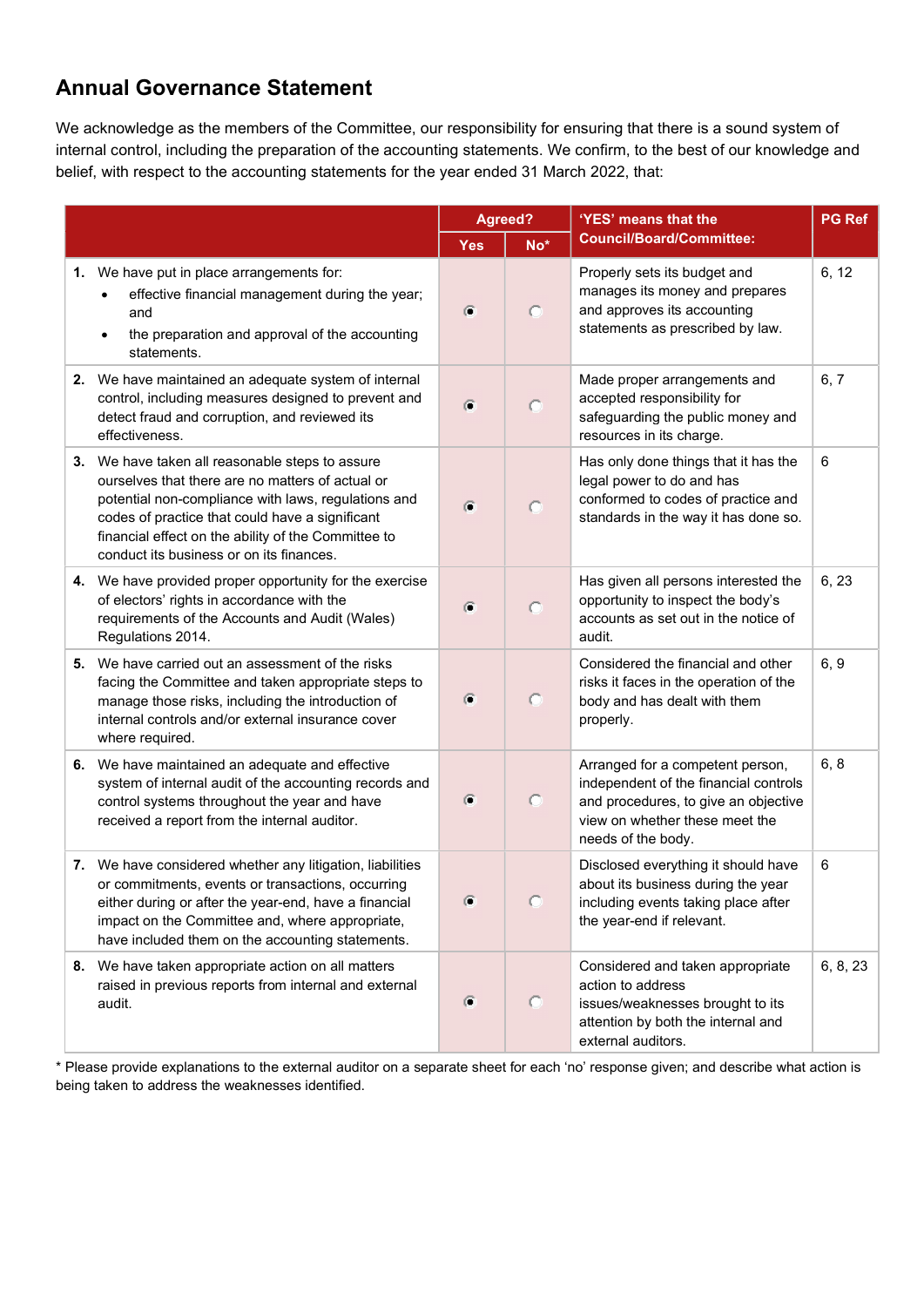## Annual Governance Statement

We acknowledge as the members of the Committee, our responsibility for ensuring that there is a sound system of internal control, including the preparation of the accounting statements. We confirm, to the best of our knowledge and belief, with respect to the accounting statements for the year ended 31 March 2022, that:

| | Agreed? | | 'YES' means that the Council/Board/Committee: | PG Ref |
|---|---|---|---|---|
| | Yes | No* | | |
| **1.** We have put in place arrangements for: <br>• effective financial management during the year; and <br>• the preparation and approval of the accounting statements. | ◉ | ○ | Properly sets its budget and manages its money and prepares and approves its accounting statements as prescribed by law. | 6, 12 |
| **2.** We have maintained an adequate system of internal control, including measures designed to prevent and detect fraud and corruption, and reviewed its effectiveness. | ◉ | ○ | Made proper arrangements and accepted responsibility for safeguarding the public money and resources in its charge. | 6, 7 |
| **3.** We have taken all reasonable steps to assure ourselves that there are no matters of actual or potential non-compliance with laws, regulations and codes of practice that could have a significant financial effect on the ability of the Committee to conduct its business or on its finances. | ◉ | ○ | Has only done things that it has the legal power to do and has conformed to codes of practice and standards in the way it has done so. | 6 |
| **4.** We have provided proper opportunity for the exercise of electors' rights in accordance with the requirements of the Accounts and Audit (Wales) Regulations 2014. | ◉ | ○ | Has given all persons interested the opportunity to inspect the body's accounts as set out in the notice of audit. | 6, 23 |
| **5.** We have carried out an assessment of the risks facing the Committee and taken appropriate steps to manage those risks, including the introduction of internal controls and/or external insurance cover where required. | ◉ | ○ | Considered the financial and other risks it faces in the operation of the body and has dealt with them properly. | 6, 9 |
| **6.** We have maintained an adequate and effective system of internal audit of the accounting records and control systems throughout the year and have received a report from the internal auditor. | ◉ | ○ | Arranged for a competent person, independent of the financial controls and procedures, to give an objective view on whether these meet the needs of the body. | 6, 8 |
| **7.** We have considered whether any litigation, liabilities or commitments, events or transactions, occurring either during or after the year-end, have a financial impact on the Committee and, where appropriate, have included them on the accounting statements. | ◉ | ○ | Disclosed everything it should have about its business during the year including events taking place after the year-end if relevant. | 6 |
| **8.** We have taken appropriate action on all matters raised in previous reports from internal and external audit. | ◉ | ○ | Considered and taken appropriate action to address issues/weaknesses brought to its attention by both the internal and external auditors. | 6, 8, 23 |

* Please provide explanations to the external auditor on a separate sheet for each 'no' response given; and describe what action is being taken to address the weaknesses identified.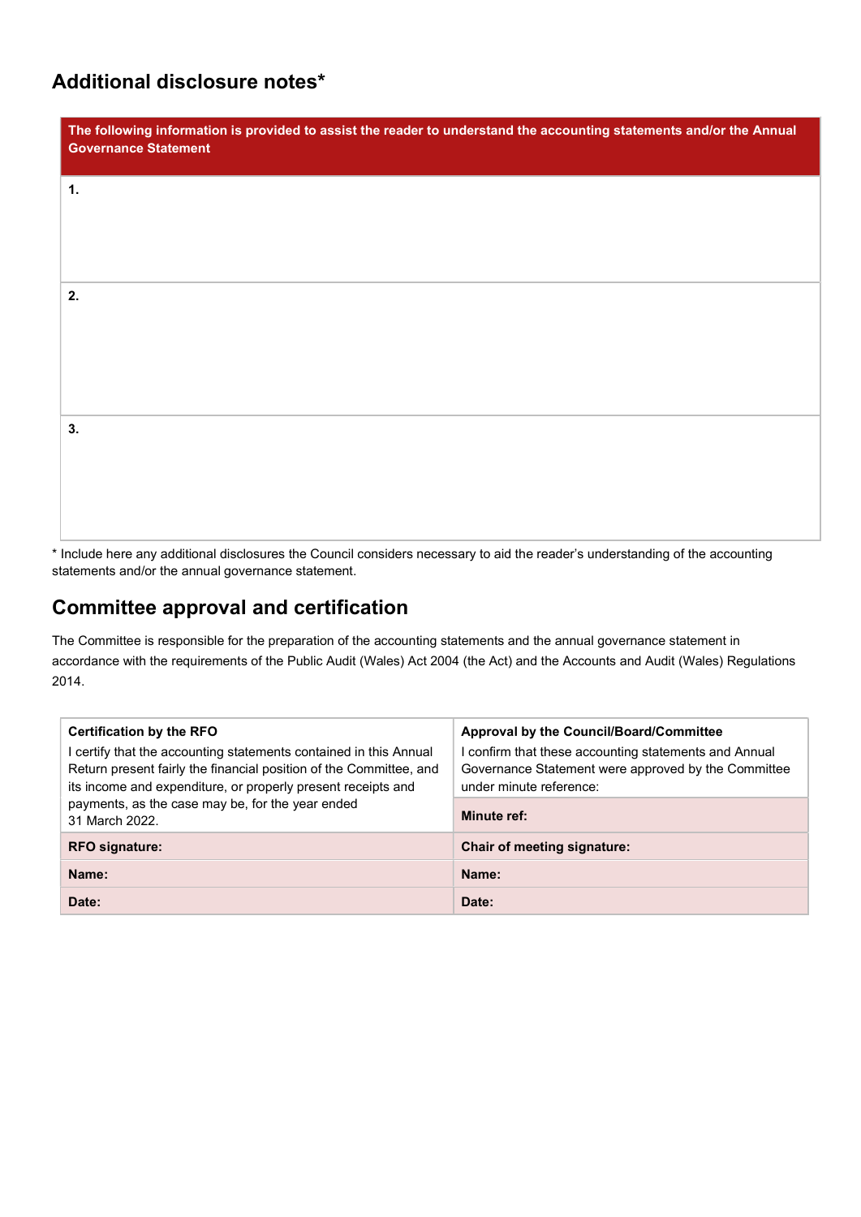## Additional disclosure notes*

| The following information is provided to assist the reader to understand the accounting statements and/or the Annual Governance Statement |
|---|
| **1.** |
| **2.** |
| **3.** |

* Include here any additional disclosures the Council considers necessary to aid the reader's understanding of the accounting statements and/or the annual governance statement.

## Committee approval and certification

The Committee is responsible for the preparation of the accounting statements and the annual governance statement in accordance with the requirements of the Public Audit (Wales) Act 2004 (the Act) and the Accounts and Audit (Wales) Regulations 2014.

| **Certification by the RFO**<br>I certify that the accounting statements contained in this Annual Return present fairly the financial position of the Committee, and its income and expenditure, or properly present receipts and payments, as the case may be, for the year ended 31 March 2022. | **Approval by the Council/Board/Committee**<br>I confirm that these accounting statements and Annual Governance Statement were approved by the Committee under minute reference:<br>**Minute ref:** |
|---|---|
| **RFO signature:** | **Chair of meeting signature:** |
| **Name:** | **Name:** |
| **Date:** | **Date:** |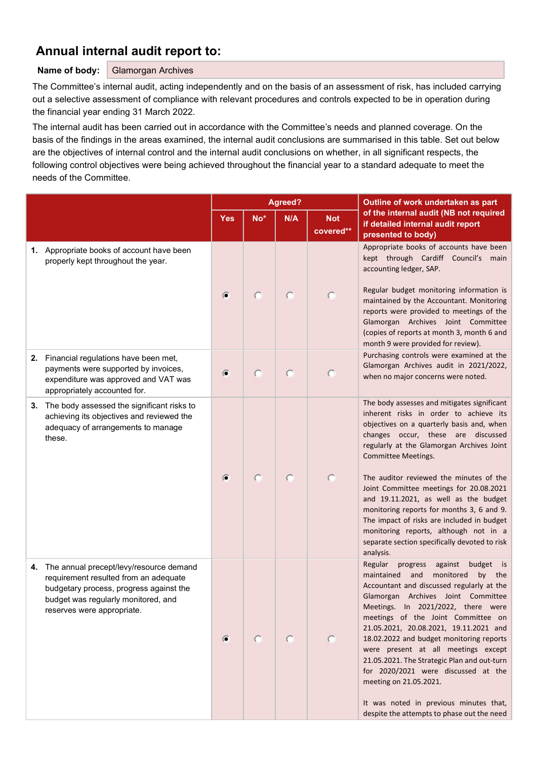## Annual internal audit report to:

**Name of body:** Glamorgan Archives

The Committee's internal audit, acting independently and on the basis of an assessment of risk, has included carrying out a selective assessment of compliance with relevant procedures and controls expected to be in operation during the financial year ending 31 March 2022.

The internal audit has been carried out in accordance with the Committee's needs and planned coverage. On the basis of the findings in the areas examined, the internal audit conclusions are summarised in this table. Set out below are the objectives of internal control and the internal audit conclusions on whether, in all significant respects, the following control objectives were being achieved throughout the financial year to a standard adequate to meet the needs of the Committee.

| | Agreed? | | | | Outline of work undertaken as part of the internal audit (NB not required if detailed internal audit report presented to body) |
|---|---|---|---|---|---|
| | Yes | No* | N/A | Not covered** | |
| 1. Appropriate books of account have been properly kept throughout the year. | ● | ○ | ○ | ○ | Appropriate books of accounts have been kept through Cardiff Council's main accounting ledger, SAP.<br><br>Regular budget monitoring information is maintained by the Accountant. Monitoring reports were provided to meetings of the Glamorgan Archives Joint Committee (copies of reports at month 3, month 6 and month 9 were provided for review). |
| 2. Financial regulations have been met, payments were supported by invoices, expenditure was approved and VAT was appropriately accounted for. | ● | ○ | ○ | ○ | Purchasing controls were examined at the Glamorgan Archives audit in 2021/2022, when no major concerns were noted. |
| 3. The body assessed the significant risks to achieving its objectives and reviewed the adequacy of arrangements to manage these. | ● | ○ | ○ | ○ | The body assesses and mitigates significant inherent risks in order to achieve its objectives on a quarterly basis and, when changes occur, these are discussed regularly at the Glamorgan Archives Joint Committee Meetings.<br><br>The auditor reviewed the minutes of the Joint Committee meetings for 20.08.2021 and 19.11.2021, as well as the budget monitoring reports for months 3, 6 and 9. The impact of risks are included in budget monitoring reports, although not in a separate section specifically devoted to risk analysis. |
| 4. The annual precept/levy/resource demand requirement resulted from an adequate budgetary process, progress against the budget was regularly monitored, and reserves were appropriate. | ● | ○ | ○ | ○ | Regular progress against budget is maintained and monitored by the Accountant and discussed regularly at the Glamorgan Archives Joint Committee Meetings. In 2021/2022, there were meetings of the Joint Committee on 21.05.2021, 20.08.2021, 19.11.2021 and 18.02.2022 and budget monitoring reports were present at all meetings except 21.05.2021. The Strategic Plan and out-turn for 2020/2021 were discussed at the meeting on 21.05.2021.<br><br>It was noted in previous minutes that, despite the attempts to phase out the need |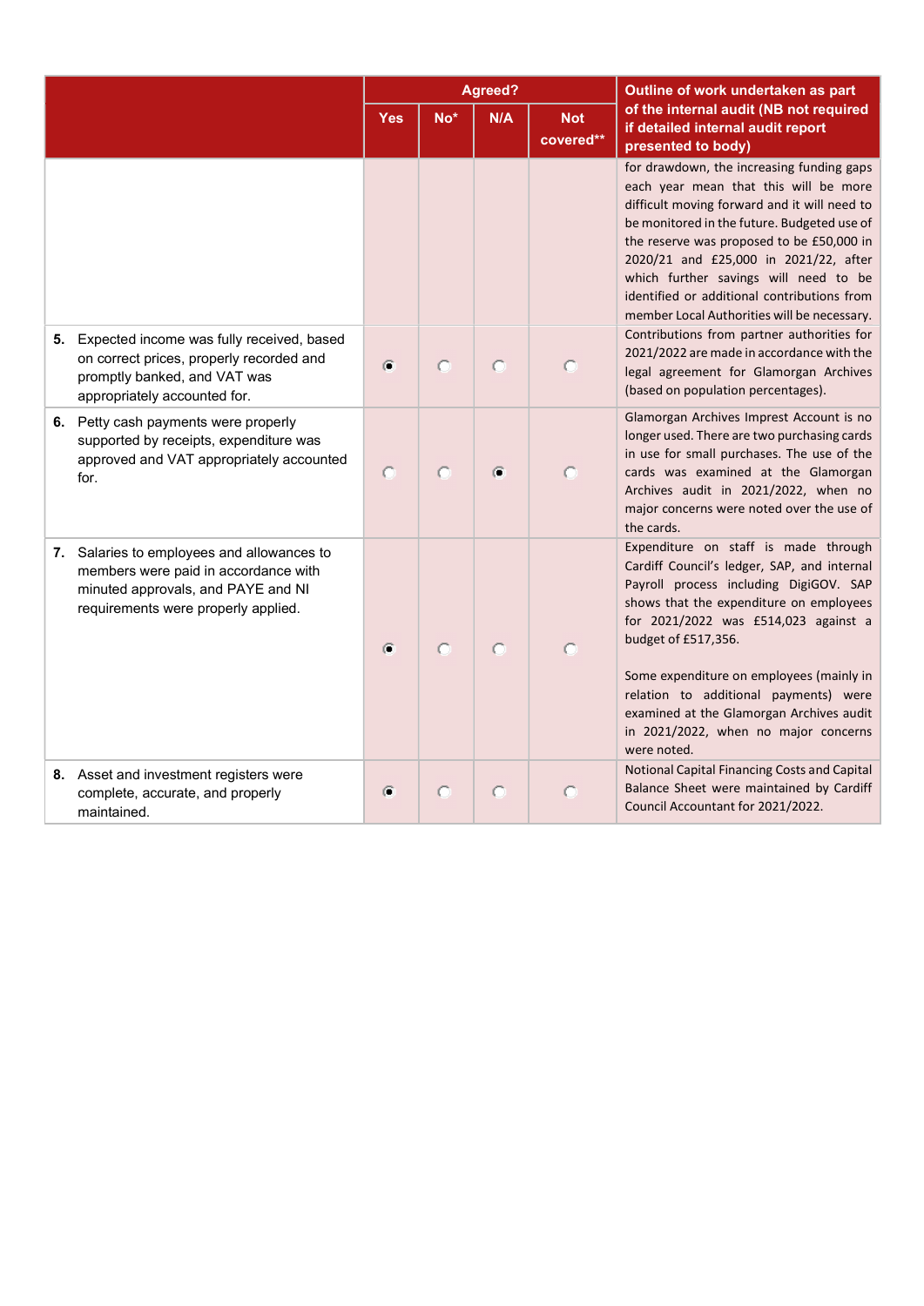| | Agreed? | | | | Outline of work undertaken as part of the internal audit (NB not required if detailed internal audit report presented to body) |
|---|---|---|---|---|---|
| | Yes | No* | N/A | Not covered** | |
| | | | | | for drawdown, the increasing funding gaps each year mean that this will be more difficult moving forward and it will need to be monitored in the future. Budgeted use of the reserve was proposed to be £50,000 in 2020/21 and £25,000 in 2021/22, after which further savings will need to be identified or additional contributions from member Local Authorities will be necessary. |
| **5.** Expected income was fully received, based on correct prices, properly recorded and promptly banked, and VAT was appropriately accounted for. | ● | ○ | ○ | ○ | Contributions from partner authorities for 2021/2022 are made in accordance with the legal agreement for Glamorgan Archives (based on population percentages). |
| **6.** Petty cash payments were properly supported by receipts, expenditure was approved and VAT appropriately accounted for. | ○ | ○ | ● | ○ | Glamorgan Archives Imprest Account is no longer used. There are two purchasing cards in use for small purchases. The use of the cards was examined at the Glamorgan Archives audit in 2021/2022, when no major concerns were noted over the use of the cards. |
| **7.** Salaries to employees and allowances to members were paid in accordance with minuted approvals, and PAYE and NI requirements were properly applied. | ● | ○ | ○ | ○ | Expenditure on staff is made through Cardiff Council's ledger, SAP, and internal Payroll process including DigiGOV. SAP shows that the expenditure on employees for 2021/2022 was £514,023 against a budget of £517,356.<br><br>Some expenditure on employees (mainly in relation to additional payments) were examined at the Glamorgan Archives audit in 2021/2022, when no major concerns were noted. |
| **8.** Asset and investment registers were complete, accurate, and properly maintained. | ● | ○ | ○ | ○ | Notional Capital Financing Costs and Capital Balance Sheet were maintained by Cardiff Council Accountant for 2021/2022. |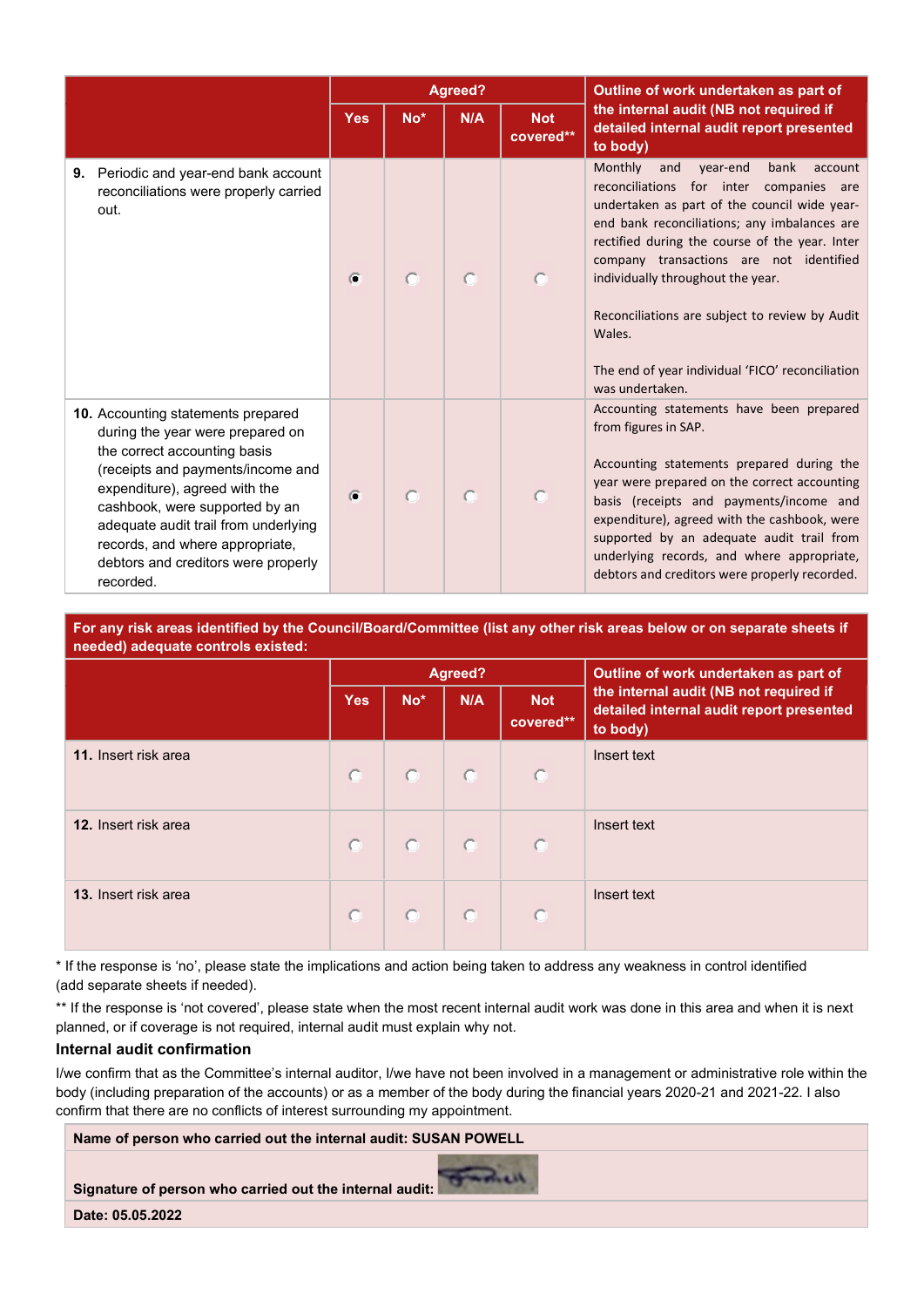| | Agreed? | | | | Outline of work undertaken as part of the internal audit (NB not required if detailed internal audit report presented to body) |
|---|---|---|---|---|---|
| | Yes | No* | N/A | Not covered** | |
| **9.** Periodic and year-end bank account reconciliations were properly carried out. | ◉ | ○ | ○ | ○ | Monthly and year-end bank account reconciliations for inter companies are undertaken as part of the council wide year-end bank reconciliations; any imbalances are rectified during the course of the year. Inter company transactions are not identified individually throughout the year.<br><br>Reconciliations are subject to review by Audit Wales.<br><br>The end of year individual 'FICO' reconciliation was undertaken. |
| **10.** Accounting statements prepared during the year were prepared on the correct accounting basis (receipts and payments/income and expenditure), agreed with the cashbook, were supported by an adequate audit trail from underlying records, and where appropriate, debtors and creditors were properly recorded. | ◉ | ○ | ○ | ○ | Accounting statements have been prepared from figures in SAP.<br><br>Accounting statements prepared during the year were prepared on the correct accounting basis (receipts and payments/income and expenditure), agreed with the cashbook, were supported by an adequate audit trail from underlying records, and where appropriate, debtors and creditors were properly recorded. |

**For any risk areas identified by the Council/Board/Committee (list any other risk areas below or on separate sheets if needed) adequate controls existed:**

| | Agreed? | | | | Outline of work undertaken as part of the internal audit (NB not required if detailed internal audit report presented to body) |
|---|---|---|---|---|---|
| | Yes | No* | N/A | Not covered** | |
| **11.** Insert risk area | ○ | ○ | ○ | ○ | Insert text |
| **12.** Insert risk area | ○ | ○ | ○ | ○ | Insert text |
| **13.** Insert risk area | ○ | ○ | ○ | ○ | Insert text |

\* If the response is 'no', please state the implications and action being taken to address any weakness in control identified (add separate sheets if needed).

\*\* If the response is 'not covered', please state when the most recent internal audit work was done in this area and when it is next planned, or if coverage is not required, internal audit must explain why not.

### Internal audit confirmation

I/we confirm that as the Committee's internal auditor, I/we have not been involved in a management or administrative role within the body (including preparation of the accounts) or as a member of the body during the financial years 2020-21 and 2021-22. I also confirm that there are no conflicts of interest surrounding my appointment.

| |
|---|
| **Name of person who carried out the internal audit: SUSAN POWELL** |
| **Signature of person who carried out the internal audit:** |
| **Date: 05.05.2022** |